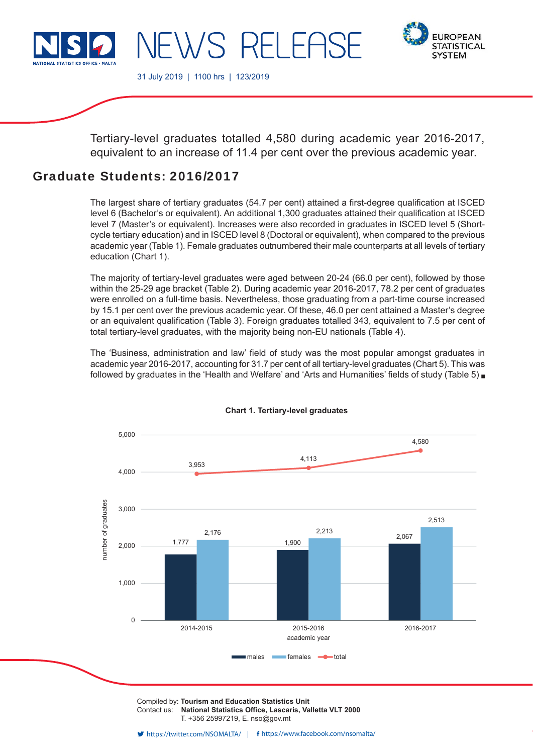NEWS RELEASE

31 July 2019 | 1100 hrs | 123/2019

Tertiary-level graduates totalled 4,580 during academic year 2016-2017, equivalent to an increase of 11.4 per cent over the previous academic year.

## Graduate Students: 2016/2017

The largest share of tertiary graduates (54.7 per cent) attained a first-degree qualification at ISCED level 6 (Bachelor's or equivalent). An additional 1,300 graduates attained their qualification at ISCED level 7 (Master's or equivalent). Increases were also recorded in graduates in ISCED level 5 (Short-cycle tertiary education) and in ISCED level 8 (Doctoral or equivalent), when compared to the previous academic year (Table 1). Female graduates outnumbered their male counterparts at all levels of tertiary education (Chart 1).

The majority of tertiary-level graduates were aged between 20-24 (66.0 per cent), followed by those within the 25-29 age bracket (Table 2). During academic year 2016-2017, 78.2 per cent of graduates were enrolled on a full-time basis. Nevertheless, those graduating from a part-time course increased by 15.1 per cent over the previous academic year. Of these, 46.0 per cent attained a Master's degree or an equivalent qualification (Table 3). Foreign graduates totalled 343, equivalent to 7.5 per cent of total tertiary-level graduates, with the majority being non-EU nationals (Table 4).

The 'Business, administration and law' field of study was the most popular amongst graduates in academic year 2016-2017, accounting for 31.7 per cent of all tertiary-level graduates (Chart 5). This was followed by graduates in the 'Health and Welfare' and 'Arts and Humanities' fields of study (Table 5) ■

**Chart 1. Tertiary-level graduates**

| academic year | males | females | total |
|---|---|---|---|
| 2014-2015 | 1,777 | 2,176 | 3,953 |
| 2015-2016 | 1,900 | 2,213 | 4,113 |
| 2016-2017 | 2,067 | 2,513 | 4,580 |

Compiled by: **Tourism and Education Statistics Unit**
Contact us: **National Statistics Office, Lascaris, Valletta VLT 2000**
T. +356 25997219, E. nso@gov.mt

https://twitter.com/NSOMALTA/ | https://www.facebook.com/nsomalta/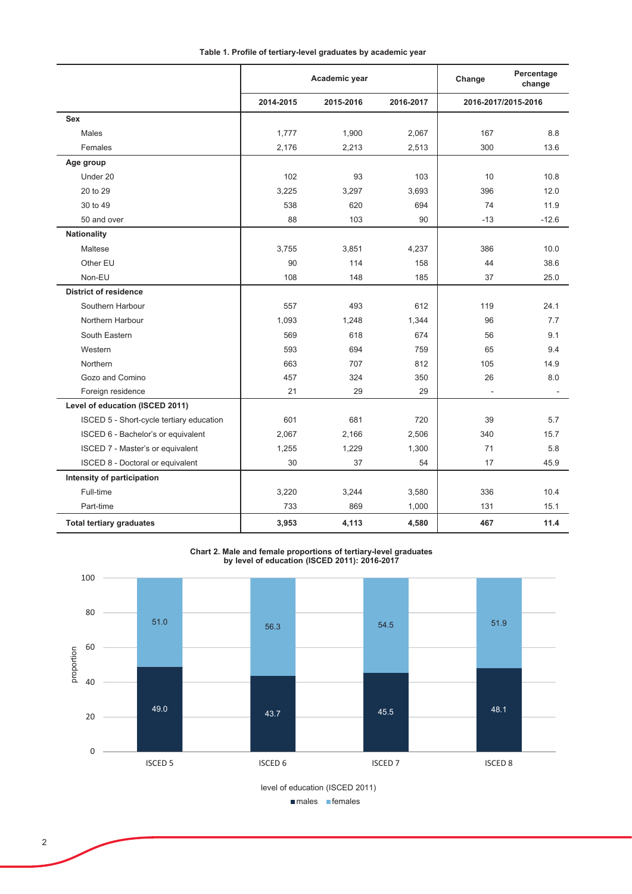**Table 1. Profile of tertiary-level graduates by academic year**

| | Academic year | | | Change | Percentage change |
|---|---|---|---|---|---|
| | 2014-2015 | 2015-2016 | 2016-2017 | 2016-2017/2015-2016 | |
| **Sex** | | | | | |
| Males | 1,777 | 1,900 | 2,067 | 167 | 8.8 |
| Females | 2,176 | 2,213 | 2,513 | 300 | 13.6 |
| **Age group** | | | | | |
| Under 20 | 102 | 93 | 103 | 10 | 10.8 |
| 20 to 29 | 3,225 | 3,297 | 3,693 | 396 | 12.0 |
| 30 to 49 | 538 | 620 | 694 | 74 | 11.9 |
| 50 and over | 88 | 103 | 90 | -13 | -12.6 |
| **Nationality** | | | | | |
| Maltese | 3,755 | 3,851 | 4,237 | 386 | 10.0 |
| Other EU | 90 | 114 | 158 | 44 | 38.6 |
| Non-EU | 108 | 148 | 185 | 37 | 25.0 |
| **District of residence** | | | | | |
| Southern Harbour | 557 | 493 | 612 | 119 | 24.1 |
| Northern Harbour | 1,093 | 1,248 | 1,344 | 96 | 7.7 |
| South Eastern | 569 | 618 | 674 | 56 | 9.1 |
| Western | 593 | 694 | 759 | 65 | 9.4 |
| Northern | 663 | 707 | 812 | 105 | 14.9 |
| Gozo and Comino | 457 | 324 | 350 | 26 | 8.0 |
| Foreign residence | 21 | 29 | 29 | - | - |
| **Level of education (ISCED 2011)** | | | | | |
| ISCED 5 - Short-cycle tertiary education | 601 | 681 | 720 | 39 | 5.7 |
| ISCED 6 - Bachelor's or equivalent | 2,067 | 2,166 | 2,506 | 340 | 15.7 |
| ISCED 7 - Master's or equivalent | 1,255 | 1,229 | 1,300 | 71 | 5.8 |
| ISCED 8 - Doctoral or equivalent | 30 | 37 | 54 | 17 | 45.9 |
| **Intensity of participation** | | | | | |
| Full-time | 3,220 | 3,244 | 3,580 | 336 | 10.4 |
| Part-time | 733 | 869 | 1,000 | 131 | 15.1 |
| **Total tertiary graduates** | **3,953** | **4,113** | **4,580** | **467** | **11.4** |

**Chart 2. Male and female proportions of tertiary-level graduates by level of education (ISCED 2011): 2016-2017**

| level of education (ISCED 2011) | males | females |
|---|---|---|
| ISCED 5 | 49.0 | 51.0 |
| ISCED 6 | 43.7 | 56.3 |
| ISCED 7 | 45.5 | 54.5 |
| ISCED 8 | 48.1 | 51.9 |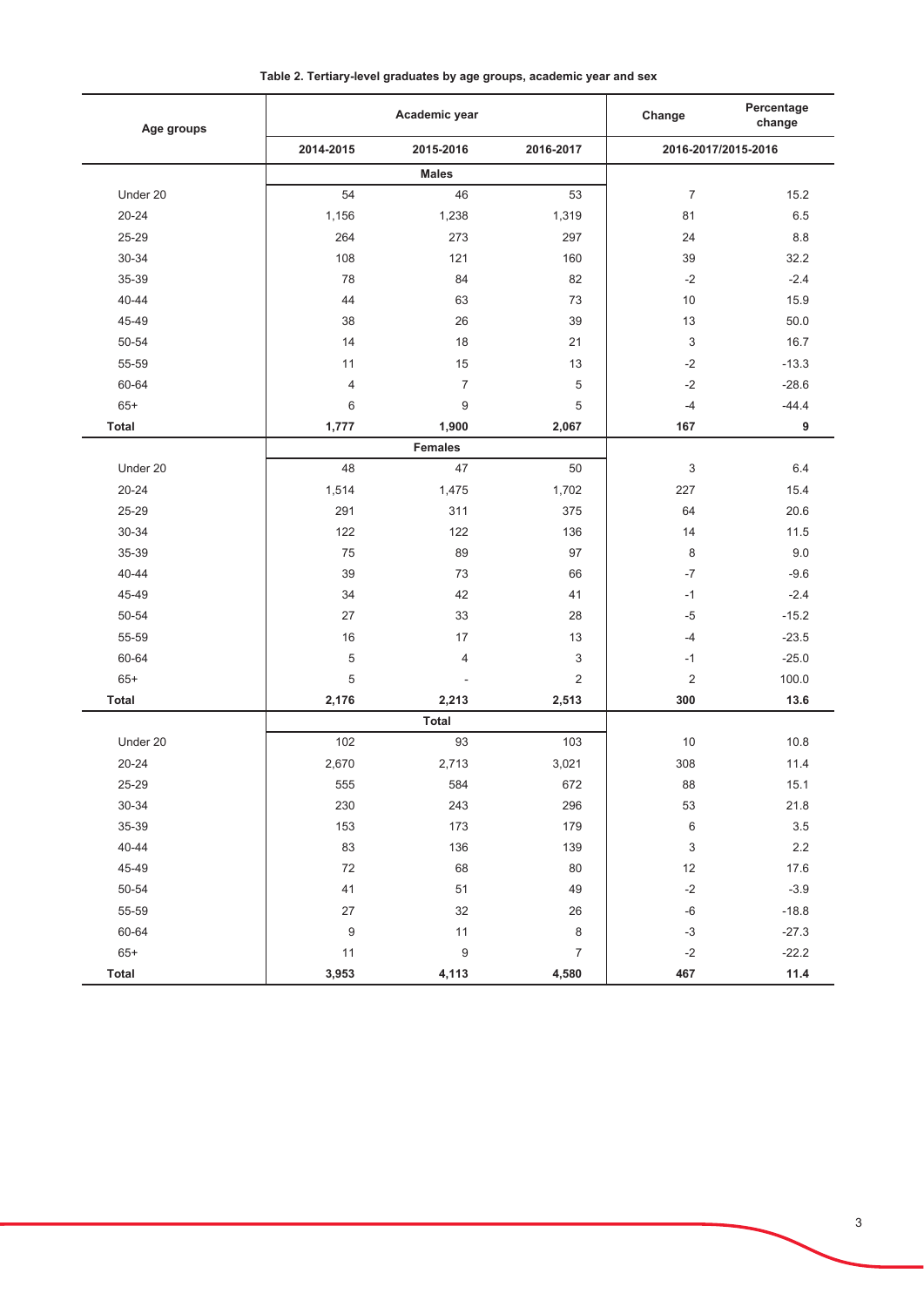**Table 2. Tertiary-level graduates by age groups, academic year and sex**

| Age groups | Academic year | | | Change | Percentage change |
|---|---|---|---|---|---|
| | 2014-2015 | 2015-2016 | 2016-2017 | 2016-2017/2015-2016 | |
| | | **Males** | | | |
| Under 20 | 54 | 46 | 53 | 7 | 15.2 |
| 20-24 | 1,156 | 1,238 | 1,319 | 81 | 6.5 |
| 25-29 | 264 | 273 | 297 | 24 | 8.8 |
| 30-34 | 108 | 121 | 160 | 39 | 32.2 |
| 35-39 | 78 | 84 | 82 | -2 | -2.4 |
| 40-44 | 44 | 63 | 73 | 10 | 15.9 |
| 45-49 | 38 | 26 | 39 | 13 | 50.0 |
| 50-54 | 14 | 18 | 21 | 3 | 16.7 |
| 55-59 | 11 | 15 | 13 | -2 | -13.3 |
| 60-64 | 4 | 7 | 5 | -2 | -28.6 |
| 65+ | 6 | 9 | 5 | -4 | -44.4 |
| **Total** | **1,777** | **1,900** | **2,067** | **167** | **9** |
| | | **Females** | | | |
| Under 20 | 48 | 47 | 50 | 3 | 6.4 |
| 20-24 | 1,514 | 1,475 | 1,702 | 227 | 15.4 |
| 25-29 | 291 | 311 | 375 | 64 | 20.6 |
| 30-34 | 122 | 122 | 136 | 14 | 11.5 |
| 35-39 | 75 | 89 | 97 | 8 | 9.0 |
| 40-44 | 39 | 73 | 66 | -7 | -9.6 |
| 45-49 | 34 | 42 | 41 | -1 | -2.4 |
| 50-54 | 27 | 33 | 28 | -5 | -15.2 |
| 55-59 | 16 | 17 | 13 | -4 | -23.5 |
| 60-64 | 5 | 4 | 3 | -1 | -25.0 |
| 65+ | 5 | - | 2 | 2 | 100.0 |
| **Total** | **2,176** | **2,213** | **2,513** | **300** | **13.6** |
| | | **Total** | | | |
| Under 20 | 102 | 93 | 103 | 10 | 10.8 |
| 20-24 | 2,670 | 2,713 | 3,021 | 308 | 11.4 |
| 25-29 | 555 | 584 | 672 | 88 | 15.1 |
| 30-34 | 230 | 243 | 296 | 53 | 21.8 |
| 35-39 | 153 | 173 | 179 | 6 | 3.5 |
| 40-44 | 83 | 136 | 139 | 3 | 2.2 |
| 45-49 | 72 | 68 | 80 | 12 | 17.6 |
| 50-54 | 41 | 51 | 49 | -2 | -3.9 |
| 55-59 | 27 | 32 | 26 | -6 | -18.8 |
| 60-64 | 9 | 11 | 8 | -3 | -27.3 |
| 65+ | 11 | 9 | 7 | -2 | -22.2 |
| **Total** | **3,953** | **4,113** | **4,580** | **467** | **11.4** |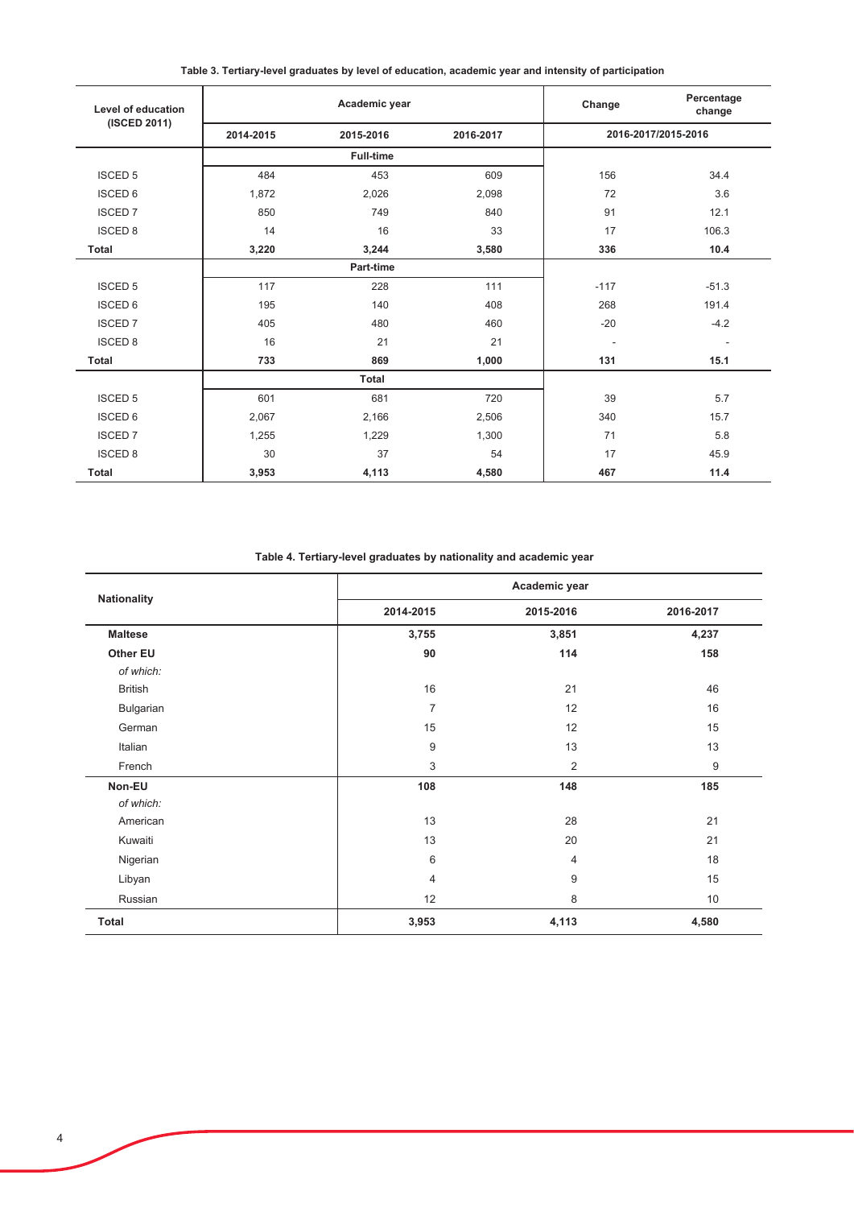**Table 3. Tertiary-level graduates by level of education, academic year and intensity of participation**

| Level of education (ISCED 2011) | Academic year | | | Change | Percentage change |
|---|---|---|---|---|---|
| | 2014-2015 | 2015-2016 | 2016-2017 | 2016-2017/2015-2016 | |
| | **Full-time** | | | | |
| ISCED 5 | 484 | 453 | 609 | 156 | 34.4 |
| ISCED 6 | 1,872 | 2,026 | 2,098 | 72 | 3.6 |
| ISCED 7 | 850 | 749 | 840 | 91 | 12.1 |
| ISCED 8 | 14 | 16 | 33 | 17 | 106.3 |
| **Total** | **3,220** | **3,244** | **3,580** | **336** | **10.4** |
| | **Part-time** | | | | |
| ISCED 5 | 117 | 228 | 111 | -117 | -51.3 |
| ISCED 6 | 195 | 140 | 408 | 268 | 191.4 |
| ISCED 7 | 405 | 480 | 460 | -20 | -4.2 |
| ISCED 8 | 16 | 21 | 21 | - | - |
| **Total** | **733** | **869** | **1,000** | **131** | **15.1** |
| | **Total** | | | | |
| ISCED 5 | 601 | 681 | 720 | 39 | 5.7 |
| ISCED 6 | 2,067 | 2,166 | 2,506 | 340 | 15.7 |
| ISCED 7 | 1,255 | 1,229 | 1,300 | 71 | 5.8 |
| ISCED 8 | 30 | 37 | 54 | 17 | 45.9 |
| **Total** | **3,953** | **4,113** | **4,580** | **467** | **11.4** |

**Table 4. Tertiary-level graduates by nationality and academic year**

| Nationality | Academic year | | |
|---|---|---|---|
| | 2014-2015 | 2015-2016 | 2016-2017 |
| **Maltese** | **3,755** | **3,851** | **4,237** |
| **Other EU** | **90** | **114** | **158** |
| *of which:* | | | |
| British | 16 | 21 | 46 |
| Bulgarian | 7 | 12 | 16 |
| German | 15 | 12 | 15 |
| Italian | 9 | 13 | 13 |
| French | 3 | 2 | 9 |
| **Non-EU** | **108** | **148** | **185** |
| *of which:* | | | |
| American | 13 | 28 | 21 |
| Kuwaiti | 13 | 20 | 21 |
| Nigerian | 6 | 4 | 18 |
| Libyan | 4 | 9 | 15 |
| Russian | 12 | 8 | 10 |
| **Total** | **3,953** | **4,113** | **4,580** |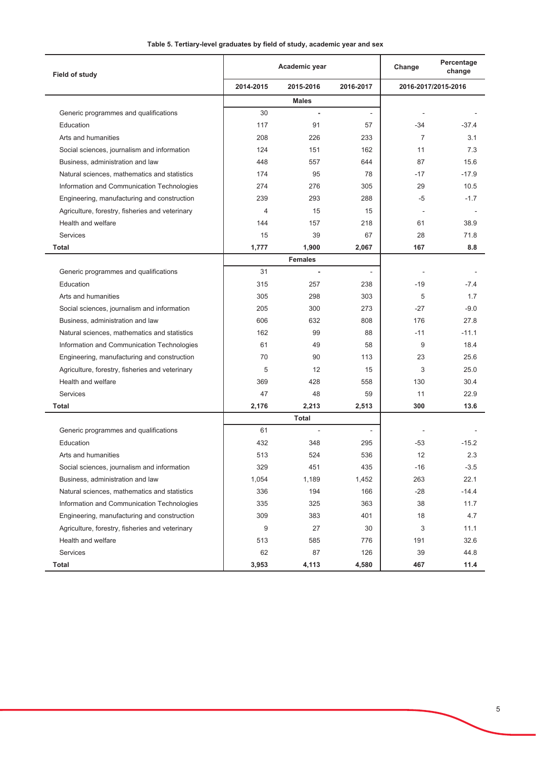**Table 5. Tertiary-level graduates by field of study, academic year and sex**

| Field of study | Academic year | | | Change | Percentage change |
|---|---|---|---|---|---|
| | 2014-2015 | 2015-2016 | 2016-2017 | 2016-2017/2015-2016 | |
| | **Males** | | | | |
| Generic programmes and qualifications | 30 | - | - | - | - |
| Education | 117 | 91 | 57 | -34 | -37.4 |
| Arts and humanities | 208 | 226 | 233 | 7 | 3.1 |
| Social sciences, journalism and information | 124 | 151 | 162 | 11 | 7.3 |
| Business, administration and law | 448 | 557 | 644 | 87 | 15.6 |
| Natural sciences, mathematics and statistics | 174 | 95 | 78 | -17 | -17.9 |
| Information and Communication Technologies | 274 | 276 | 305 | 29 | 10.5 |
| Engineering, manufacturing and construction | 239 | 293 | 288 | -5 | -1.7 |
| Agriculture, forestry, fisheries and veterinary | 4 | 15 | 15 | - | - |
| Health and welfare | 144 | 157 | 218 | 61 | 38.9 |
| Services | 15 | 39 | 67 | 28 | 71.8 |
| **Total** | **1,777** | **1,900** | **2,067** | **167** | **8.8** |
| | **Females** | | | | |
| Generic programmes and qualifications | 31 | - | - | - | - |
| Education | 315 | 257 | 238 | -19 | -7.4 |
| Arts and humanities | 305 | 298 | 303 | 5 | 1.7 |
| Social sciences, journalism and information | 205 | 300 | 273 | -27 | -9.0 |
| Business, administration and law | 606 | 632 | 808 | 176 | 27.8 |
| Natural sciences, mathematics and statistics | 162 | 99 | 88 | -11 | -11.1 |
| Information and Communication Technologies | 61 | 49 | 58 | 9 | 18.4 |
| Engineering, manufacturing and construction | 70 | 90 | 113 | 23 | 25.6 |
| Agriculture, forestry, fisheries and veterinary | 5 | 12 | 15 | 3 | 25.0 |
| Health and welfare | 369 | 428 | 558 | 130 | 30.4 |
| Services | 47 | 48 | 59 | 11 | 22.9 |
| **Total** | **2,176** | **2,213** | **2,513** | **300** | **13.6** |
| | **Total** | | | | |
| Generic programmes and qualifications | 61 | - | - | - | - |
| Education | 432 | 348 | 295 | -53 | -15.2 |
| Arts and humanities | 513 | 524 | 536 | 12 | 2.3 |
| Social sciences, journalism and information | 329 | 451 | 435 | -16 | -3.5 |
| Business, administration and law | 1,054 | 1,189 | 1,452 | 263 | 22.1 |
| Natural sciences, mathematics and statistics | 336 | 194 | 166 | -28 | -14.4 |
| Information and Communication Technologies | 335 | 325 | 363 | 38 | 11.7 |
| Engineering, manufacturing and construction | 309 | 383 | 401 | 18 | 4.7 |
| Agriculture, forestry, fisheries and veterinary | 9 | 27 | 30 | 3 | 11.1 |
| Health and welfare | 513 | 585 | 776 | 191 | 32.6 |
| Services | 62 | 87 | 126 | 39 | 44.8 |
| **Total** | **3,953** | **4,113** | **4,580** | **467** | **11.4** |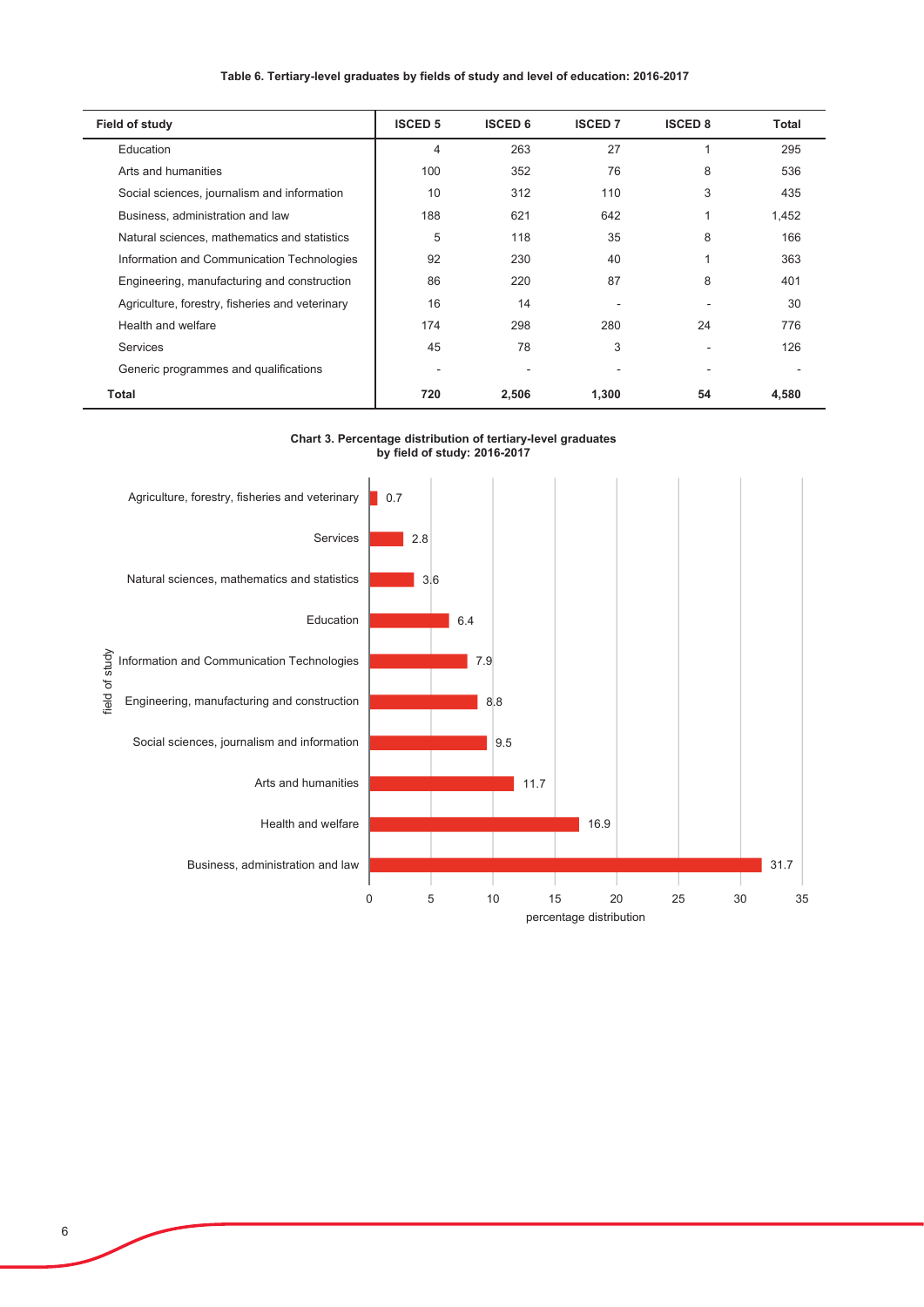**Table 6. Tertiary-level graduates by fields of study and level of education: 2016-2017**

| Field of study | ISCED 5 | ISCED 6 | ISCED 7 | ISCED 8 | Total |
|---|---|---|---|---|---|
| Education | 4 | 263 | 27 | 1 | 295 |
| Arts and humanities | 100 | 352 | 76 | 8 | 536 |
| Social sciences, journalism and information | 10 | 312 | 110 | 3 | 435 |
| Business, administration and law | 188 | 621 | 642 | 1 | 1,452 |
| Natural sciences, mathematics and statistics | 5 | 118 | 35 | 8 | 166 |
| Information and Communication Technologies | 92 | 230 | 40 | 1 | 363 |
| Engineering, manufacturing and construction | 86 | 220 | 87 | 8 | 401 |
| Agriculture, forestry, fisheries and veterinary | 16 | 14 | - | - | 30 |
| Health and welfare | 174 | 298 | 280 | 24 | 776 |
| Services | 45 | 78 | 3 | - | 126 |
| Generic programmes and qualifications | - | - | - | - | - |
| **Total** | **720** | **2,506** | **1,300** | **54** | **4,580** |

**Chart 3. Percentage distribution of tertiary-level graduates by field of study: 2016-2017**

| Field of study | Percentage distribution |
|---|---|
| Agriculture, forestry, fisheries and veterinary | 0.7 |
| Services | 2.8 |
| Natural sciences, mathematics and statistics | 3.6 |
| Education | 6.4 |
| Information and Communication Technologies | 7.9 |
| Engineering, manufacturing and construction | 8.8 |
| Social sciences, journalism and information | 9.5 |
| Arts and humanities | 11.7 |
| Health and welfare | 16.9 |
| Business, administration and law | 31.7 |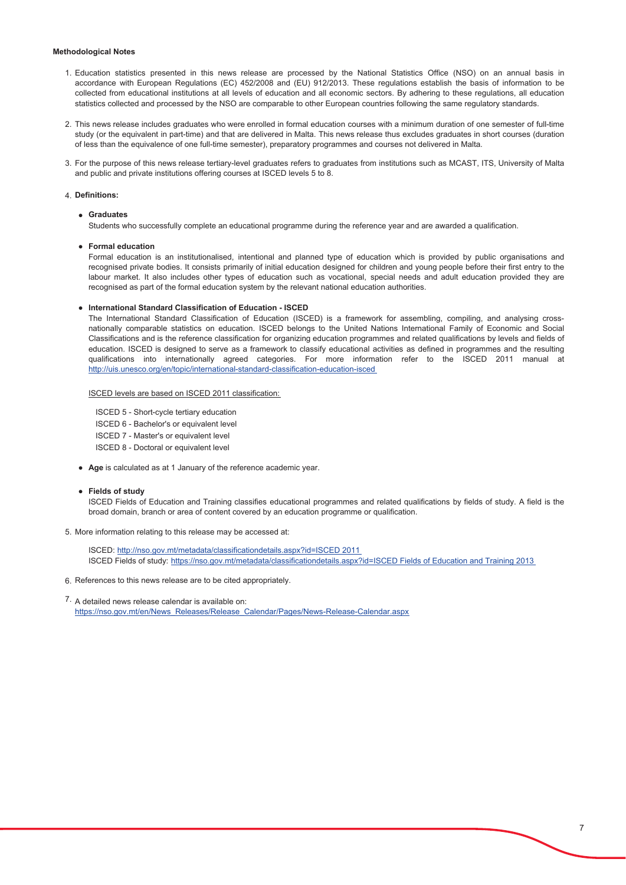**Methodological Notes**

1. Education statistics presented in this news release are processed by the National Statistics Office (NSO) on an annual basis in accordance with European Regulations (EC) 452/2008 and (EU) 912/2013. These regulations establish the basis of information to be collected from educational institutions at all levels of education and all economic sectors. By adhering to these regulations, all education statistics collected and processed by the NSO are comparable to other European countries following the same regulatory standards.

2. This news release includes graduates who were enrolled in formal education courses with a minimum duration of one semester of full-time study (or the equivalent in part-time) and that are delivered in Malta. This news release thus excludes graduates in short courses (duration of less than the equivalence of one full-time semester), preparatory programmes and courses not delivered in Malta.

3. For the purpose of this news release tertiary-level graduates refers to graduates from institutions such as MCAST, ITS, University of Malta and public and private institutions offering courses at ISCED levels 5 to 8.

4. **Definitions:**

   - **Graduates**
     Students who successfully complete an educational programme during the reference year and are awarded a qualification.

   - **Formal education**
     Formal education is an institutionalised, intentional and planned type of education which is provided by public organisations and recognised private bodies. It consists primarily of initial education designed for children and young people before their first entry to the labour market. It also includes other types of education such as vocational, special needs and adult education provided they are recognised as part of the formal education system by the relevant national education authorities.

   - **International Standard Classification of Education - ISCED**
     The International Standard Classification of Education (ISCED) is a framework for assembling, compiling, and analysing cross-nationally comparable statistics on education. ISCED belongs to the United Nations International Family of Economic and Social Classifications and is the reference classification for organizing education programmes and related qualifications by levels and fields of education. ISCED is designed to serve as a framework to classify educational activities as defined in programmes and the resulting qualifications into internationally agreed categories. For more information refer to the ISCED 2011 manual at http://uis.unesco.org/en/topic/international-standard-classification-education-isced

     ISCED levels are based on ISCED 2011 classification:

     ISCED 5 - Short-cycle tertiary education
     ISCED 6 - Bachelor's or equivalent level
     ISCED 7 - Master's or equivalent level
     ISCED 8 - Doctoral or equivalent level

   - **Age** is calculated as at 1 January of the reference academic year.

   - **Fields of study**
     ISCED Fields of Education and Training classifies educational programmes and related qualifications by fields of study. A field is the broad domain, branch or area of content covered by an education programme or qualification.

5. More information relating to this release may be accessed at:

   ISCED: http://nso.gov.mt/metadata/classificationdetails.aspx?id=ISCED 2011
   ISCED Fields of study: https://nso.gov.mt/metadata/classificationdetails.aspx?id=ISCED Fields of Education and Training 2013

6. References to this news release are to be cited appropriately.

7. A detailed news release calendar is available on:
   https://nso.gov.mt/en/News_Releases/Release_Calendar/Pages/News-Release-Calendar.aspx